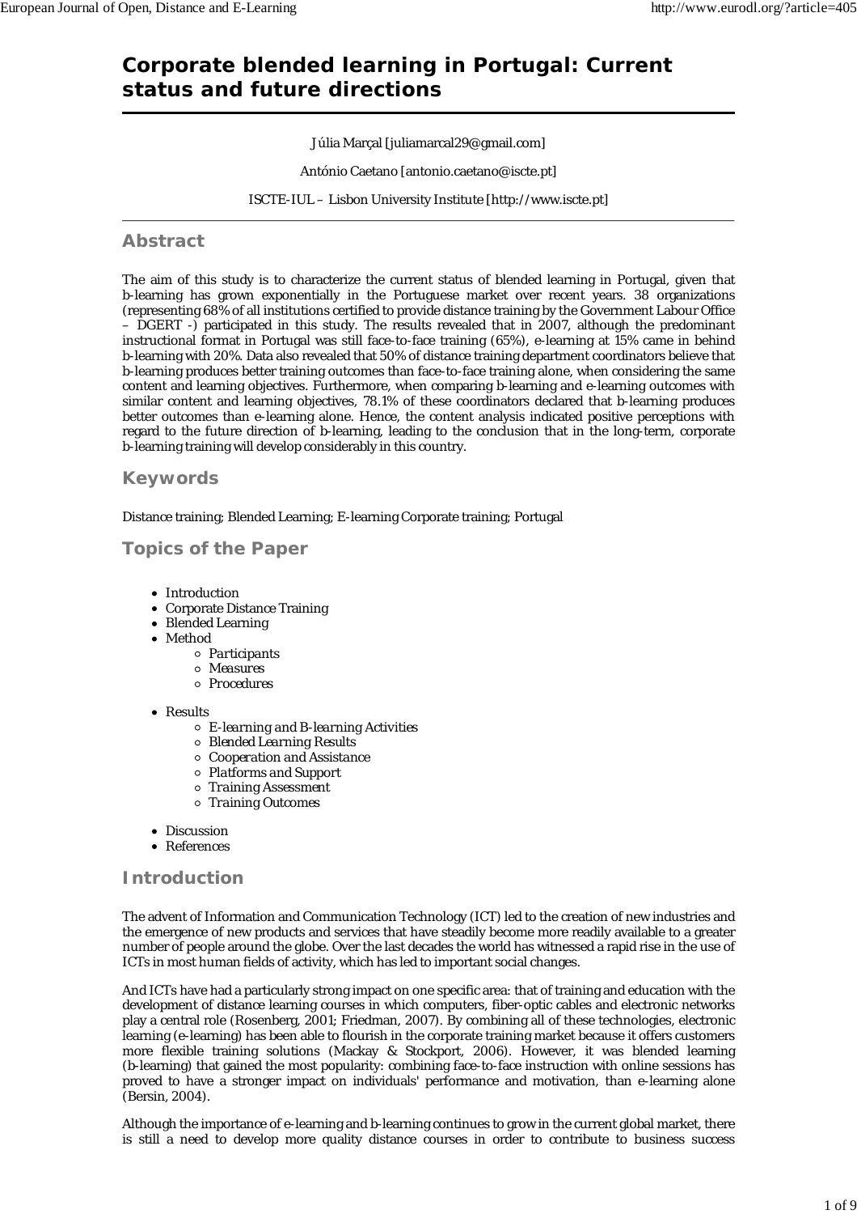# Corporate blended learning in Portugal: Current status and future directions

Júlia Marçal [juliamarcal29@gmail.com]

António Caetano [antonio.caetano@iscte.pt]

ISCTE-IUL – Lisbon University Institute [http://www.iscte.pt]

## Abstract

The aim of this study is to characterize the current status of blended learning in Portugal, given that b-learning has grown exponentially in the Portuguese market over recent years. 38 organizations (representing 68% of all institutions certified to provide distance training by the Government Labour Office – DGERT -) participated in this study. The results revealed that in 2007, although the predominant instructional format in Portugal was still face-to-face training (65%), e-learning at 15% came in behind b-learning with 20%. Data also revealed that 50% of distance training department coordinators believe that b-learning produces better training outcomes than face-to-face training alone, when considering the same content and learning objectives. Furthermore, when comparing b-learning and e-learning outcomes with similar content and learning objectives, 78.1% of these coordinators declared that b-learning produces better outcomes than e-learning alone. Hence, the content analysis indicated positive perceptions with regard to the future direction of b-learning, leading to the conclusion that in the long-term, corporate b-learning training will develop considerably in this country.

## Keywords

Distance training; Blended Learning; E-learning Corporate training; Portugal

## Topics of the Paper

- Introduction
- Corporate Distance Training
- Blended Learning
- Method
  - *Participants*
  - *Measures*
  - *Procedures*
- Results
  - *E-learning and B-learning Activities*
  - *Blended Learning Results*
  - *Cooperation and Assistance*
  - *Platforms and Support*
  - *Training Assessment*
  - *Training Outcomes*
- Discussion
- References

## Introduction

The advent of Information and Communication Technology (ICT) led to the creation of new industries and the emergence of new products and services that have steadily become more readily available to a greater number of people around the globe. Over the last decades the world has witnessed a rapid rise in the use of ICTs in most human fields of activity, which has led to important social changes.

And ICTs have had a particularly strong impact on one specific area: that of training and education with the development of distance learning courses in which computers, fiber-optic cables and electronic networks play a central role (Rosenberg, 2001; Friedman, 2007). By combining all of these technologies, electronic learning (e-learning) has been able to flourish in the corporate training market because it offers customers more flexible training solutions (Mackay & Stockport, 2006). However, it was blended learning (b-learning) that gained the most popularity: combining face-to-face instruction with online sessions has proved to have a stronger impact on individuals' performance and motivation, than e-learning alone (Bersin, 2004).

Although the importance of e-learning and b-learning continues to grow in the current global market, there is still a need to develop more quality distance courses in order to contribute to business success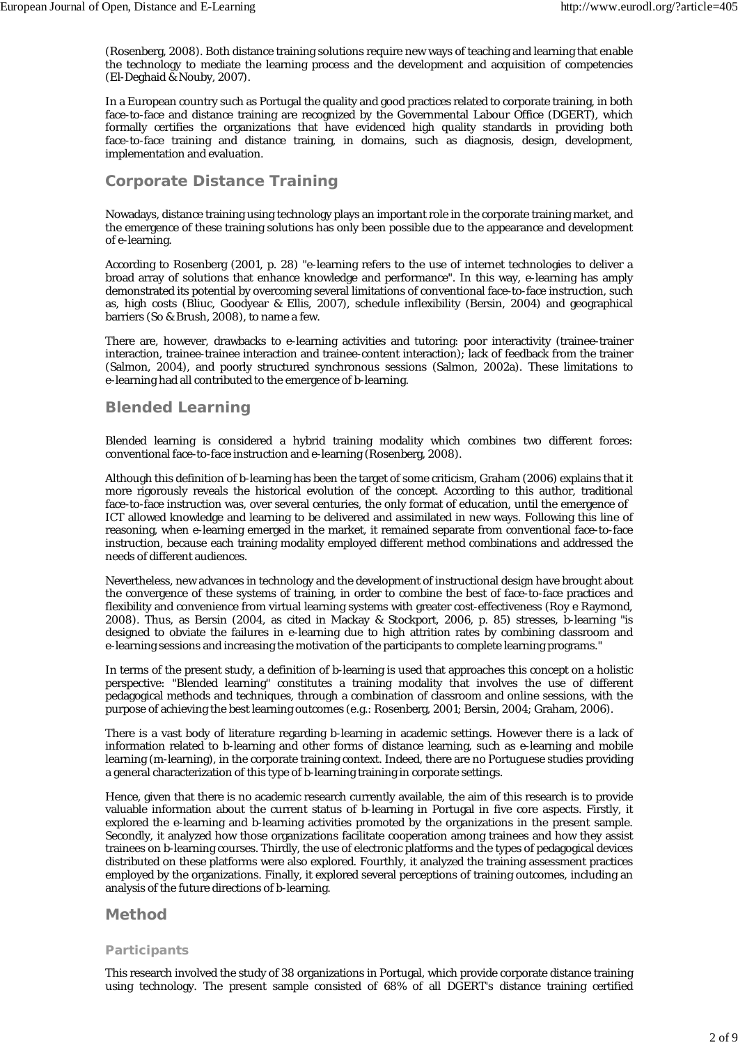(Rosenberg, 2008). Both distance training solutions require new ways of teaching and learning that enable the technology to mediate the learning process and the development and acquisition of competencies (El-Deghaid & Nouby, 2007).

In a European country such as Portugal the quality and good practices related to corporate training, in both face-to-face and distance training are recognized by the Governmental Labour Office (DGERT), which formally certifies the organizations that have evidenced high quality standards in providing both face-to-face training and distance training, in domains, such as diagnosis, design, development, implementation and evaluation.

## Corporate Distance Training

Nowadays, distance training using technology plays an important role in the corporate training market, and the emergence of these training solutions has only been possible due to the appearance and development of e-learning.

According to Rosenberg (2001, p. 28) "e-learning refers to the use of internet technologies to deliver a broad array of solutions that enhance knowledge and performance". In this way, e-learning has amply demonstrated its potential by overcoming several limitations of conventional face-to-face instruction, such as, high costs (Bliuc, Goodyear & Ellis, 2007), schedule inflexibility (Bersin, 2004) and geographical barriers (So & Brush, 2008), to name a few.

There are, however, drawbacks to e-learning activities and tutoring: poor interactivity (trainee-trainer interaction, trainee-trainee interaction and trainee-content interaction); lack of feedback from the trainer (Salmon, 2004), and poorly structured synchronous sessions (Salmon, 2002a). These limitations to e-learning had all contributed to the emergence of b-learning.

## Blended Learning

Blended learning is considered a hybrid training modality which combines two different forces: conventional face-to-face instruction and e-learning (Rosenberg, 2008).

Although this definition of b-learning has been the target of some criticism, Graham (2006) explains that it more rigorously reveals the historical evolution of the concept. According to this author, traditional face-to-face instruction was, over several centuries, the only format of education, until the emergence of ICT allowed knowledge and learning to be delivered and assimilated in new ways. Following this line of reasoning, when e-learning emerged in the market, it remained separate from conventional face-to-face instruction, because each training modality employed different method combinations and addressed the needs of different audiences.

Nevertheless, new advances in technology and the development of instructional design have brought about the convergence of these systems of training, in order to combine the best of face-to-face practices and flexibility and convenience from virtual learning systems with greater cost-effectiveness (Roy e Raymond, 2008). Thus, as Bersin (2004, as cited in Mackay & Stockport, 2006, p. 85) stresses, b-learning "is designed to obviate the failures in e-learning due to high attrition rates by combining classroom and e-learning sessions and increasing the motivation of the participants to complete learning programs."

In terms of the present study, a definition of b-learning is used that approaches this concept on a holistic perspective: "Blended learning" constitutes a training modality that involves the use of different pedagogical methods and techniques, through a combination of classroom and online sessions, with the purpose of achieving the best learning outcomes (e.g.: Rosenberg, 2001; Bersin, 2004; Graham, 2006).

There is a vast body of literature regarding b-learning in academic settings. However there is a lack of information related to b-learning and other forms of distance learning, such as e-learning and mobile learning (m-learning), in the corporate training context. Indeed, there are no Portuguese studies providing a general characterization of this type of b-learning training in corporate settings.

Hence, given that there is no academic research currently available, the aim of this research is to provide valuable information about the current status of b-learning in Portugal in five core aspects. Firstly, it explored the e-learning and b-learning activities promoted by the organizations in the present sample. Secondly, it analyzed how those organizations facilitate cooperation among trainees and how they assist trainees on b-learning courses. Thirdly, the use of electronic platforms and the types of pedagogical devices distributed on these platforms were also explored. Fourthly, it analyzed the training assessment practices employed by the organizations. Finally, it explored several perceptions of training outcomes, including an analysis of the future directions of b-learning.

## Method

### Participants

This research involved the study of 38 organizations in Portugal, which provide corporate distance training using technology. The present sample consisted of 68% of all DGERT's distance training certified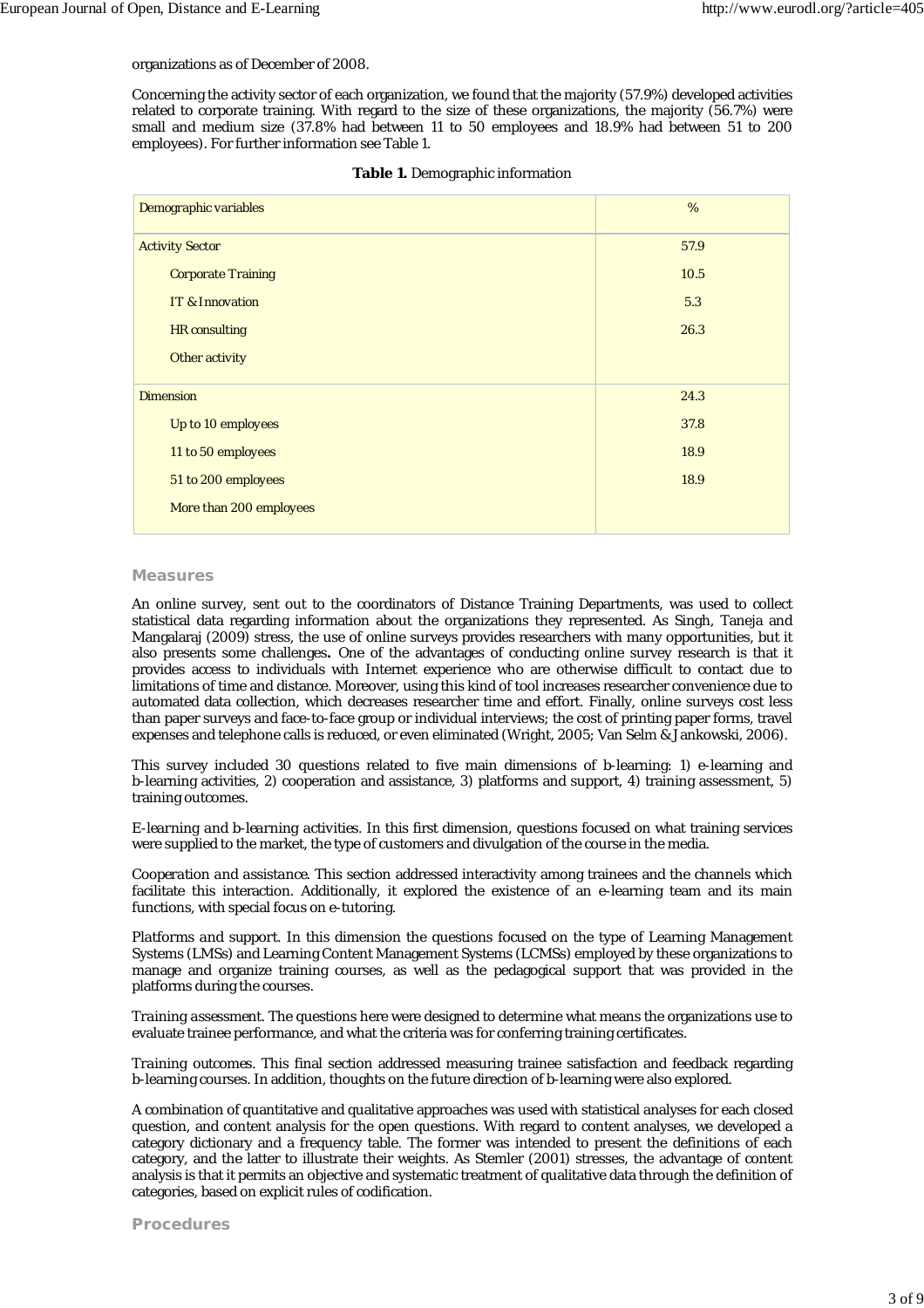organizations as of December of 2008.

Concerning the activity sector of each organization, we found that the majority (57.9%) developed activities related to corporate training. With regard to the size of these organizations, the majority (56.7%) were small and medium size (37.8% had between 11 to 50 employees and 18.9% had between 51 to 200 employees). For further information see Table 1.

**Table 1.** Demographic information

| Demographic variables | % |
|---|---|
| Activity Sector | 57.9 |
| Corporate Training | 10.5 |
| IT & Innovation | 5.3 |
| HR consulting | 26.3 |
| Other activity | |
| Dimension | 24.3 |
| Up to 10 employees | 37.8 |
| 11 to 50 employees | 18.9 |
| 51 to 200 employees | 18.9 |
| More than 200 employees | |

## Measures

An online survey, sent out to the coordinators of Distance Training Departments, was used to collect statistical data regarding information about the organizations they represented. As Singh, Taneja and Mangalaraj (2009) stress, the use of online surveys provides researchers with many opportunities, but it also presents some challenges**.** One of the advantages of conducting online survey research is that it provides access to individuals with Internet experience who are otherwise difficult to contact due to limitations of time and distance. Moreover, using this kind of tool increases researcher convenience due to automated data collection, which decreases researcher time and effort. Finally, online surveys cost less than paper surveys and face-to-face group or individual interviews; the cost of printing paper forms, travel expenses and telephone calls is reduced, or even eliminated (Wright, 2005; Van Selm & Jankowski, 2006).

This survey included 30 questions related to five main dimensions of b-learning: 1) e-learning and b-learning activities, 2) cooperation and assistance, 3) platforms and support, 4) training assessment, 5) training outcomes.

*E-learning and b-learning activities.* In this first dimension, questions focused on what training services were supplied to the market, the type of customers and divulgation of the course in the media.

*Cooperation and assistance.* This section addressed interactivity among trainees and the channels which facilitate this interaction. Additionally, it explored the existence of an e-learning team and its main functions, with special focus on e-tutoring.

*Platforms and support.* In this dimension the questions focused on the type of Learning Management Systems (LMSs) and Learning Content Management Systems (LCMSs) employed by these organizations to manage and organize training courses, as well as the pedagogical support that was provided in the platforms during the courses.

*Training assessment.* The questions here were designed to determine what means the organizations use to evaluate trainee performance, and what the criteria was for conferring training certificates.

*Training outcomes.* This final section addressed measuring trainee satisfaction and feedback regarding b-learning courses. In addition, thoughts on the future direction of b-learning were also explored.

A combination of quantitative and qualitative approaches was used with statistical analyses for each closed question, and content analysis for the open questions. With regard to content analyses, we developed a category dictionary and a frequency table. The former was intended to present the definitions of each category, and the latter to illustrate their weights. As Stemler (2001) stresses, the advantage of content analysis is that it permits an objective and systematic treatment of qualitative data through the definition of categories, based on explicit rules of codification.

## Procedures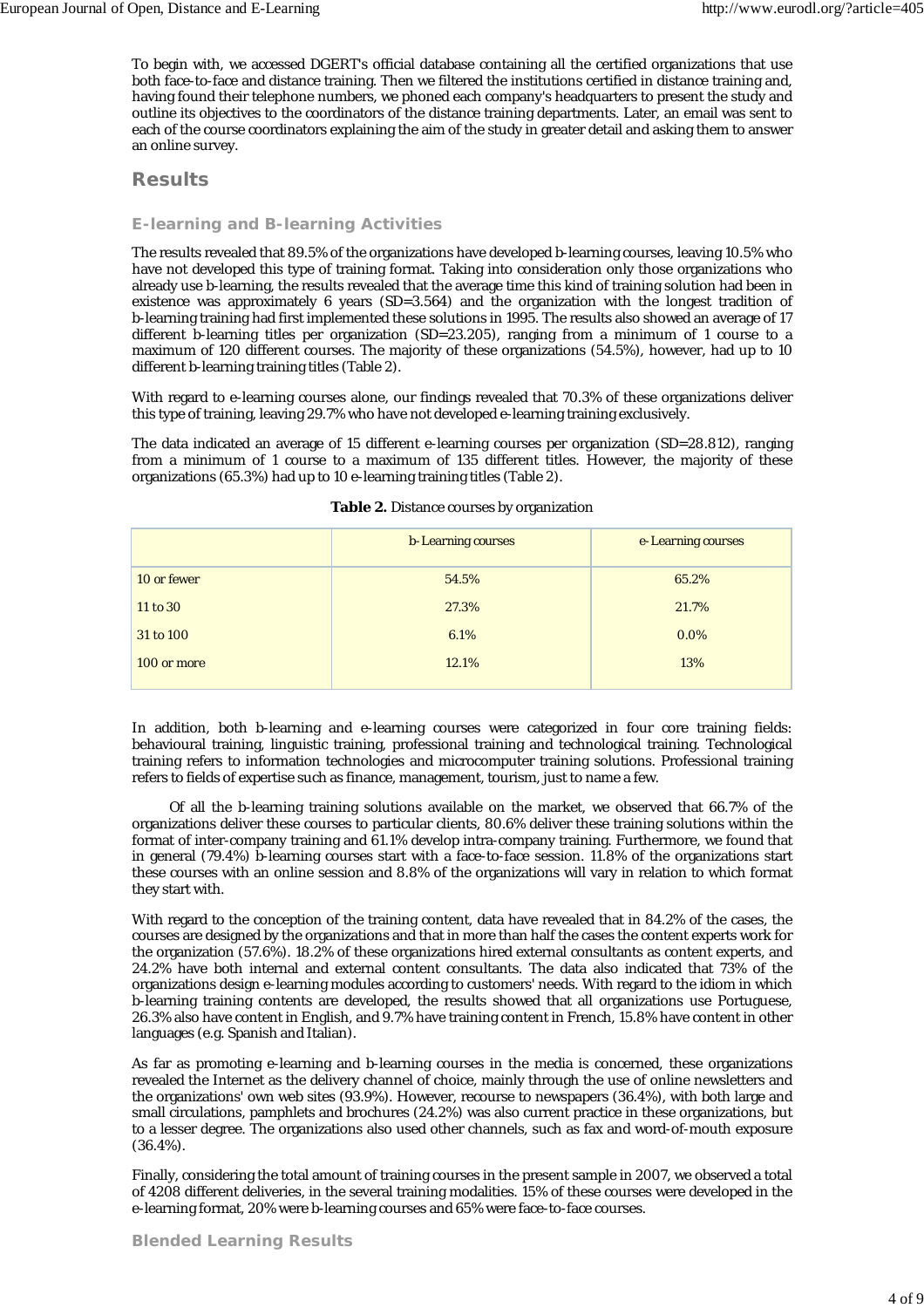To begin with, we accessed DGERT's official database containing all the certified organizations that use both face-to-face and distance training. Then we filtered the institutions certified in distance training and, having found their telephone numbers, we phoned each company's headquarters to present the study and outline its objectives to the coordinators of the distance training departments. Later, an email was sent to each of the course coordinators explaining the aim of the study in greater detail and asking them to answer an online survey.

## Results

### E-learning and B-learning Activities

The results revealed that 89.5% of the organizations have developed b-learning courses, leaving 10.5% who have not developed this type of training format. Taking into consideration only those organizations who already use b-learning, the results revealed that the average time this kind of training solution had been in existence was approximately 6 years (SD=3.564) and the organization with the longest tradition of b-learning training had first implemented these solutions in 1995. The results also showed an average of 17 different b-learning titles per organization (SD=23.205), ranging from a minimum of 1 course to a maximum of 120 different courses. The majority of these organizations (54.5%), however, had up to 10 different b-learning training titles (Table 2).

With regard to e-learning courses alone, our findings revealed that 70.3% of these organizations deliver this type of training, leaving 29.7% who have not developed e-learning training exclusively.

The data indicated an average of 15 different e-learning courses per organization (SD=28.812), ranging from a minimum of 1 course to a maximum of 135 different titles. However, the majority of these organizations (65.3%) had up to 10 e-learning training titles (Table 2).

**Table 2.** Distance courses by organization

| | b-Learning courses | e-Learning courses |
|---|---|---|
| 10 or fewer | 54.5% | 65.2% |
| 11 to 30 | 27.3% | 21.7% |
| 31 to 100 | 6.1% | 0.0% |
| 100 or more | 12.1% | 13% |

In addition, both b-learning and e-learning courses were categorized in four core training fields: behavioural training, linguistic training, professional training and technological training. Technological training refers to information technologies and microcomputer training solutions. Professional training refers to fields of expertise such as finance, management, tourism, just to name a few.

Of all the b-learning training solutions available on the market, we observed that 66.7% of the organizations deliver these courses to particular clients, 80.6% deliver these training solutions within the format of inter-company training and 61.1% develop intra-company training. Furthermore, we found that in general (79.4%) b-learning courses start with a face-to-face session. 11.8% of the organizations start these courses with an online session and 8.8% of the organizations will vary in relation to which format they start with.

With regard to the conception of the training content, data have revealed that in 84.2% of the cases, the courses are designed by the organizations and that in more than half the cases the content experts work for the organization (57.6%). 18.2% of these organizations hired external consultants as content experts, and 24.2% have both internal and external content consultants. The data also indicated that 73% of the organizations design e-learning modules according to customers' needs. With regard to the idiom in which b-learning training contents are developed, the results showed that all organizations use Portuguese, 26.3% also have content in English, and 9.7% have training content in French, 15.8% have content in other languages (e.g. Spanish and Italian).

As far as promoting e-learning and b-learning courses in the media is concerned, these organizations revealed the Internet as the delivery channel of choice, mainly through the use of online newsletters and the organizations' own web sites (93.9%). However, recourse to newspapers (36.4%), with both large and small circulations, pamphlets and brochures (24.2%) was also current practice in these organizations, but to a lesser degree. The organizations also used other channels, such as fax and word-of-mouth exposure (36.4%).

Finally, considering the total amount of training courses in the present sample in 2007, we observed a total of 4208 different deliveries, in the several training modalities. 15% of these courses were developed in the e-learning format, 20% were b-learning courses and 65% were face-to-face courses.

### Blended Learning Results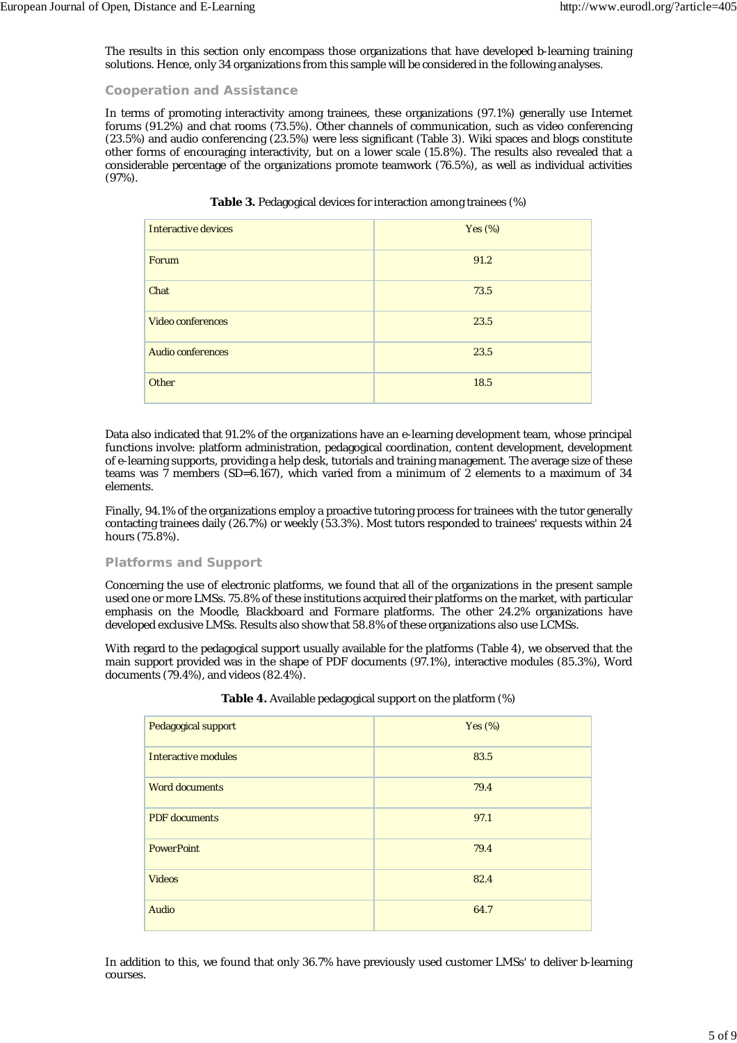The results in this section only encompass those organizations that have developed b-learning training solutions. Hence, only 34 organizations from this sample will be considered in the following analyses.

### Cooperation and Assistance

In terms of promoting interactivity among trainees, these organizations (97.1%) generally use Internet forums (91.2%) and chat rooms (73.5%). Other channels of communication, such as video conferencing (23.5%) and audio conferencing (23.5%) were less significant (Table 3). Wiki spaces and blogs constitute other forms of encouraging interactivity, but on a lower scale (15.8%). The results also revealed that a considerable percentage of the organizations promote teamwork (76.5%), as well as individual activities (97%).

**Table 3.** Pedagogical devices for interaction among trainees (%)

| Interactive devices | Yes (%) |
|---|---|
| Forum | 91.2 |
| Chat | 73.5 |
| Video conferences | 23.5 |
| Audio conferences | 23.5 |
| Other | 18.5 |

Data also indicated that 91.2% of the organizations have an e-learning development team, whose principal functions involve: platform administration, pedagogical coordination, content development, development of e-learning supports, providing a help desk, tutorials and training management. The average size of these teams was 7 members (SD=6.167), which varied from a minimum of 2 elements to a maximum of 34 elements.

Finally, 94.1% of the organizations employ a proactive tutoring process for trainees with the tutor generally contacting trainees daily (26.7%) or weekly (53.3%). Most tutors responded to trainees' requests within 24 hours (75.8%).

### Platforms and Support

Concerning the use of electronic platforms, we found that all of the organizations in the present sample used one or more LMSs. 75.8% of these institutions acquired their platforms on the market, with particular emphasis on the Moodle, *Blackboard* and *Formare* platforms. The other 24.2% organizations have developed exclusive LMSs. Results also show that 58.8% of these organizations also use LCMSs.

With regard to the pedagogical support usually available for the platforms (Table 4), we observed that the main support provided was in the shape of PDF documents (97.1%), interactive modules (85.3%), Word documents (79.4%), and videos (82.4%).

**Table 4.** Available pedagogical support on the platform (%)

| Pedagogical support | Yes (%) |
|---|---|
| Interactive modules | 83.5 |
| Word documents | 79.4 |
| PDF documents | 97.1 |
| PowerPoint | 79.4 |
| Videos | 82.4 |
| Audio | 64.7 |

In addition to this, we found that only 36.7% have previously used customer LMSs' to deliver b-learning courses.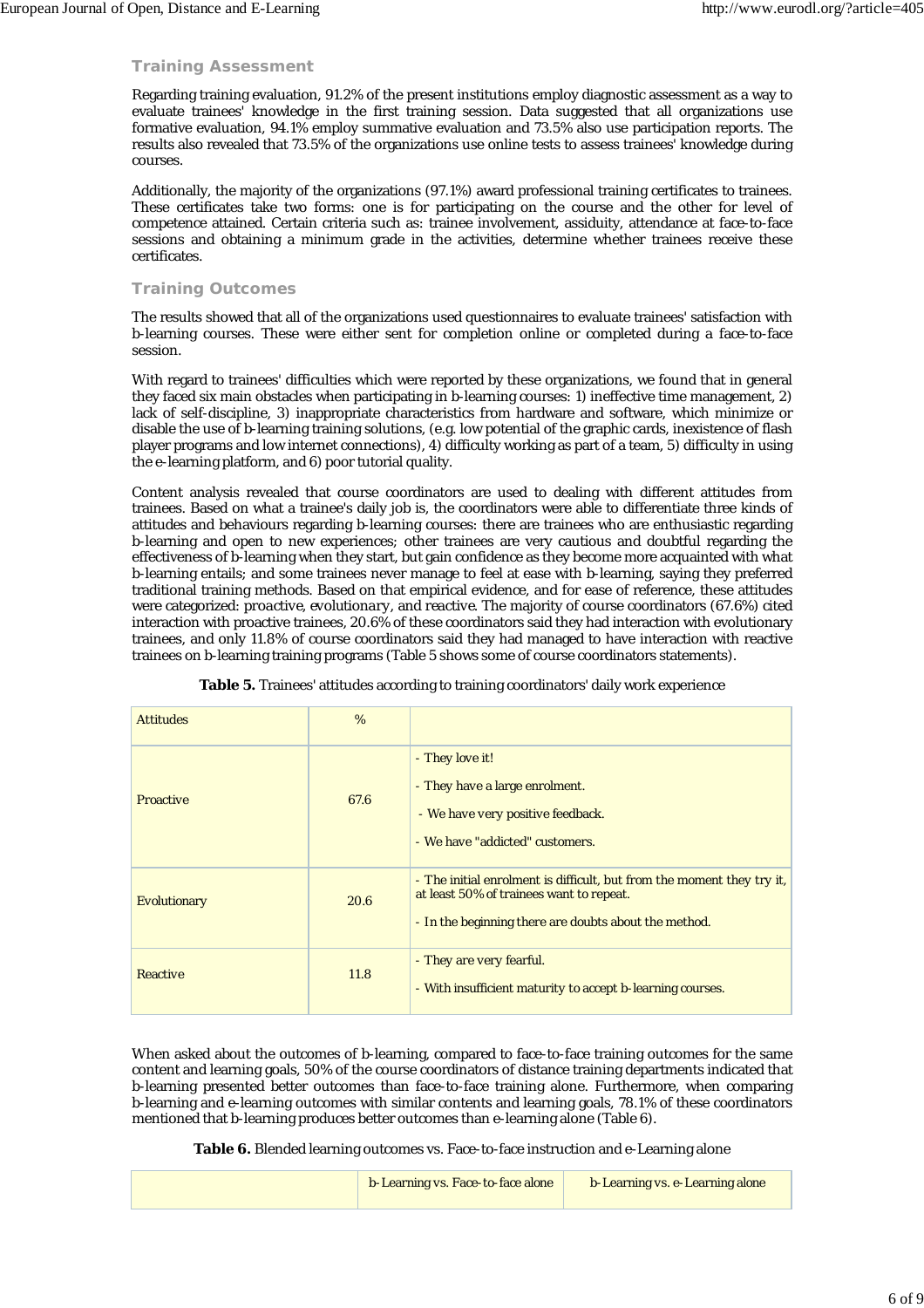### Training Assessment

Regarding training evaluation, 91.2% of the present institutions employ diagnostic assessment as a way to evaluate trainees' knowledge in the first training session. Data suggested that all organizations use formative evaluation, 94.1% employ summative evaluation and 73.5% also use participation reports. The results also revealed that 73.5% of the organizations use online tests to assess trainees' knowledge during courses.

Additionally, the majority of the organizations (97.1%) award professional training certificates to trainees. These certificates take two forms: one is for participating on the course and the other for level of competence attained. Certain criteria such as: trainee involvement, assiduity, attendance at face-to-face sessions and obtaining a minimum grade in the activities, determine whether trainees receive these certificates.

### Training Outcomes

The results showed that all of the organizations used questionnaires to evaluate trainees' satisfaction with b-learning courses. These were either sent for completion online or completed during a face-to-face session.

With regard to trainees' difficulties which were reported by these organizations, we found that in general they faced six main obstacles when participating in b-learning courses: 1) ineffective time management, 2) lack of self-discipline, 3) inappropriate characteristics from hardware and software, which minimize or disable the use of b-learning training solutions, (e.g. low potential of the graphic cards, inexistence of flash player programs and low internet connections), 4) difficulty working as part of a team, 5) difficulty in using the e-learning platform, and 6) poor tutorial quality.

Content analysis revealed that course coordinators are used to dealing with different attitudes from trainees. Based on what a trainee's daily job is, the coordinators were able to differentiate three kinds of attitudes and behaviours regarding b-learning courses: there are trainees who are enthusiastic regarding b-learning and open to new experiences; other trainees are very cautious and doubtful regarding the effectiveness of b-learning when they start, but gain confidence as they become more acquainted with what b-learning entails; and some trainees never manage to feel at ease with b-learning, saying they preferred traditional training methods. Based on that empirical evidence, and for ease of reference, these attitudes were categorized: *proactive, evolutionary*, and *reactive*. The majority of course coordinators (67.6%) cited interaction with proactive trainees, 20.6% of these coordinators said they had interaction with evolutionary trainees, and only 11.8% of course coordinators said they had managed to have interaction with reactive trainees on b-learning training programs (Table 5 shows some of course coordinators statements).

**Table 5.** Trainees' attitudes according to training coordinators' daily work experience

| Attitudes | % | |
|---|---|---|
| Proactive | 67.6 | - They love it!<br>- They have a large enrolment.<br>- We have very positive feedback.<br>- We have "addicted" customers. |
| Evolutionary | 20.6 | - The initial enrolment is difficult, but from the moment they try it, at least 50% of trainees want to repeat.<br>- In the beginning there are doubts about the method. |
| Reactive | 11.8 | - They are very fearful.<br>- With insufficient maturity to accept b-learning courses. |

When asked about the outcomes of b-learning, compared to face-to-face training outcomes for the same content and learning goals, 50% of the course coordinators of distance training departments indicated that b-learning presented better outcomes than face-to-face training alone. Furthermore, when comparing b-learning and e-learning outcomes with similar contents and learning goals, 78.1% of these coordinators mentioned that b-learning produces better outcomes than e-learning alone (Table 6).

**Table 6.** Blended learning outcomes vs. Face-to-face instruction and e-Learning alone

| | b-Learning vs. Face-to-face alone | b-Learning vs. e-Learning alone |
|---|---|---|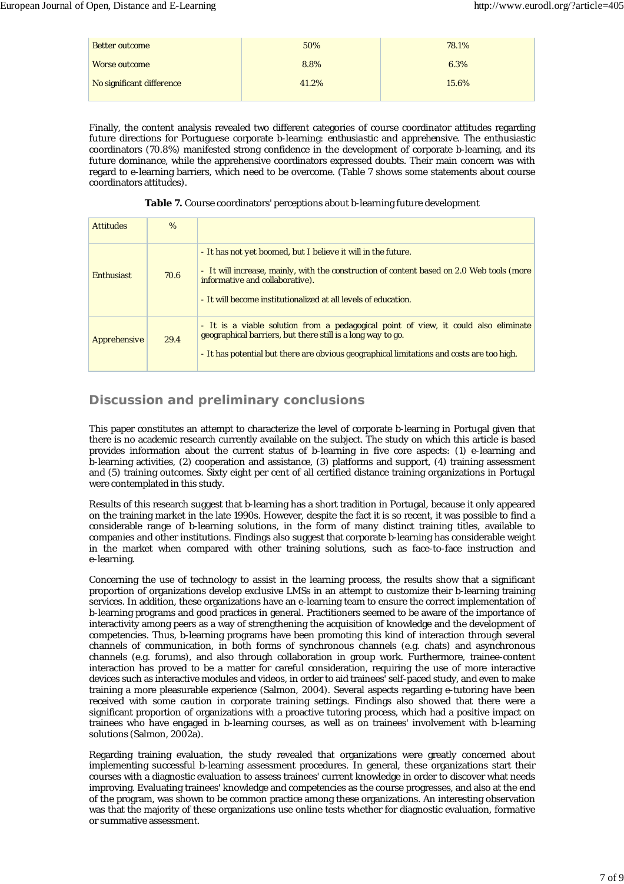| Better outcome | 50% | 78.1% |
|---|---|---|
| Worse outcome | 8.8% | 6.3% |
| No significant difference | 41.2% | 15.6% |

Finally, the content analysis revealed two different categories of course coordinator attitudes regarding future directions for Portuguese corporate b-learning: enthusiastic and apprehensive. The enthusiastic coordinators (70.8%) manifested strong confidence in the development of corporate b-learning, and its future dominance, while the apprehensive coordinators expressed doubts. Their main concern was with regard to e-learning barriers, which need to be overcome. (Table 7 shows some statements about course coordinators attitudes).

**Table 7.** Course coordinators' perceptions about b-learning future development

| Attitudes | % | |
|---|---|---|
| Enthusiast | 70.6 | - It has not yet boomed, but I believe it will in the future.<br>- It will increase, mainly, with the construction of content based on 2.0 Web tools (more informative and collaborative).<br>- It will become institutionalized at all levels of education. |
| Apprehensive | 29.4 | - It is a viable solution from a pedagogical point of view, it could also eliminate geographical barriers, but there still is a long way to go.<br>- It has potential but there are obvious geographical limitations and costs are too high. |

## Discussion and preliminary conclusions

This paper constitutes an attempt to characterize the level of corporate b-learning in Portugal given that there is no academic research currently available on the subject. The study on which this article is based provides information about the current status of b-learning in five core aspects: (1) e-learning and b-learning activities, (2) cooperation and assistance, (3) platforms and support, (4) training assessment and (5) training outcomes. Sixty eight per cent of all certified distance training organizations in Portugal were contemplated in this study.

Results of this research suggest that b-learning has a short tradition in Portugal, because it only appeared on the training market in the late 1990s. However, despite the fact it is so recent, it was possible to find a considerable range of b-learning solutions, in the form of many distinct training titles, available to companies and other institutions. Findings also suggest that corporate b-learning has considerable weight in the market when compared with other training solutions, such as face-to-face instruction and e-learning.

Concerning the use of technology to assist in the learning process, the results show that a significant proportion of organizations develop exclusive LMSs in an attempt to customize their b-learning training services. In addition, these organizations have an e-learning team to ensure the correct implementation of b-learning programs and good practices in general. Practitioners seemed to be aware of the importance of interactivity among peers as a way of strengthening the acquisition of knowledge and the development of competencies. Thus, b-learning programs have been promoting this kind of interaction through several channels of communication, in both forms of synchronous channels (e.g. chats) and asynchronous channels (e.g. forums), and also through collaboration in group work. Furthermore, trainee-content interaction has proved to be a matter for careful consideration, requiring the use of more interactive devices such as interactive modules and videos, in order to aid trainees' self-paced study, and even to make training a more pleasurable experience (Salmon, 2004). Several aspects regarding e-tutoring have been received with some caution in corporate training settings. Findings also showed that there were a significant proportion of organizations with a proactive tutoring process, which had a positive impact on trainees who have engaged in b-learning courses, as well as on trainees' involvement with b-learning solutions (Salmon, 2002a).

Regarding training evaluation, the study revealed that organizations were greatly concerned about implementing successful b-learning assessment procedures. In general, these organizations start their courses with a diagnostic evaluation to assess trainees' current knowledge in order to discover what needs improving. Evaluating trainees' knowledge and competencies as the course progresses, and also at the end of the program, was shown to be common practice among these organizations. An interesting observation was that the majority of these organizations use online tests whether for diagnostic evaluation, formative or summative assessment.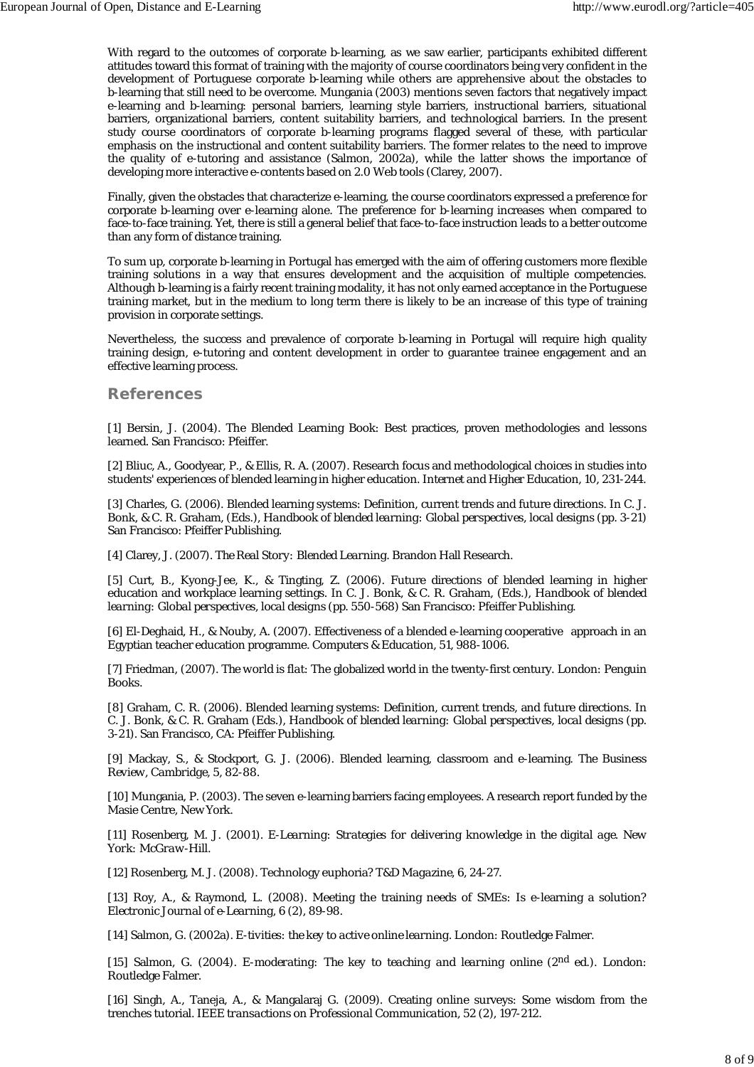With regard to the outcomes of corporate b-learning, as we saw earlier, participants exhibited different attitudes toward this format of training with the majority of course coordinators being very confident in the development of Portuguese corporate b-learning while others are apprehensive about the obstacles to b-learning that still need to be overcome. Mungania (2003) mentions seven factors that negatively impact e-learning and b-learning: personal barriers, learning style barriers, instructional barriers, situational barriers, organizational barriers, content suitability barriers, and technological barriers. In the present study course coordinators of corporate b-learning programs flagged several of these, with particular emphasis on the instructional and content suitability barriers. The former relates to the need to improve the quality of e-tutoring and assistance (Salmon, 2002a), while the latter shows the importance of developing more interactive e-contents based on 2.0 Web tools (Clarey, 2007).

Finally, given the obstacles that characterize e-learning, the course coordinators expressed a preference for corporate b-learning over e-learning alone. The preference for b-learning increases when compared to face-to-face training. Yet, there is still a general belief that face-to-face instruction leads to a better outcome than any form of distance training.

To sum up, corporate b-learning in Portugal has emerged with the aim of offering customers more flexible training solutions in a way that ensures development and the acquisition of multiple competencies. Although b-learning is a fairly recent training modality, it has not only earned acceptance in the Portuguese training market, but in the medium to long term there is likely to be an increase of this type of training provision in corporate settings.

Nevertheless, the success and prevalence of corporate b-learning in Portugal will require high quality training design, e-tutoring and content development in order to guarantee trainee engagement and an effective learning process.

## References

[1] Bersin, J. (2004). The Blended Learning Book: Best practices, proven methodologies and lessons learned. San Francisco: Pfeiffer.

[2] Bliuc, A., Goodyear, P., & Ellis, R. A. (2007). Research focus and methodological choices in studies into students' experiences of blended learning in higher education. *Internet and Higher Education*, 10, 231-244.

[3] Charles, G. (2006). Blended learning systems: Definition, current trends and future directions. In C. J. Bonk, & C. R. Graham, (Eds.), *Handbook of blended learning: Global perspectives, local designs* (pp. 3-21) San Francisco: Pfeiffer Publishing.

[4] Clarey, J. (2007). *The Real Story: Blended Learning*. Brandon Hall Research.

[5] Curt, B., Kyong-Jee, K., & Tingting, Z. (2006). Future directions of blended learning in higher education and workplace learning settings. In C. J. Bonk, & C. R. Graham, (Eds.), *Handbook of blended learning: Global perspectives, local designs* (pp. 550-568) San Francisco: Pfeiffer Publishing.

[6] El-Deghaid, H., & Nouby, A. (2007). Effectiveness of a blended e-learning cooperative approach in an Egyptian teacher education programme. Computers & Education, 51, 988-1006.

[7] Friedman, (2007). *The world is flat: The globalized world in the twenty-first century*. London: Penguin Books.

[8] Graham, C. R. (2006). Blended learning systems: Definition, current trends, and future directions. In C. J. Bonk, & C. R. Graham (Eds.), *Handbook of blended learning: Global perspectives, local designs* (pp. 3-21). San Francisco, CA: Pfeiffer Publishing.

[9] Mackay, S., & Stockport, G. J. (2006). Blended learning, classroom and e-learning. The Business Review, Cambridge, 5, 82-88.

[10] Mungania, P. (2003). The seven e-learning barriers facing employees. A research report funded by the Masie Centre, New York.

[11] Rosenberg, M. J. (2001). *E-Learning: Strategies for delivering knowledge in the digital age. New York: McGraw-Hill.*

[12] Rosenberg, M. J. (2008). Technology euphoria? *T&D Magazine*, 6, 24-27.

[13] Roy, A., & Raymond, L. (2008). Meeting the training needs of SMEs: Is e-learning a solution? *Electronic Journal of e-Learning*, 6 (2), 89-98.

[14] Salmon, G. (2002a). *E-tivities: the key to active online learning*. London: Routledge Falmer.

[15] Salmon, G. (2004). *E-moderating: The key to teaching and learning online* (2nd ed.). London: Routledge Falmer.

[16] Singh, A., Taneja, A., & Mangalaraj G. (2009). Creating online surveys: Some wisdom from the trenches tutorial. *IEEE transactions on Professional Communication*, 52 (2), 197-212.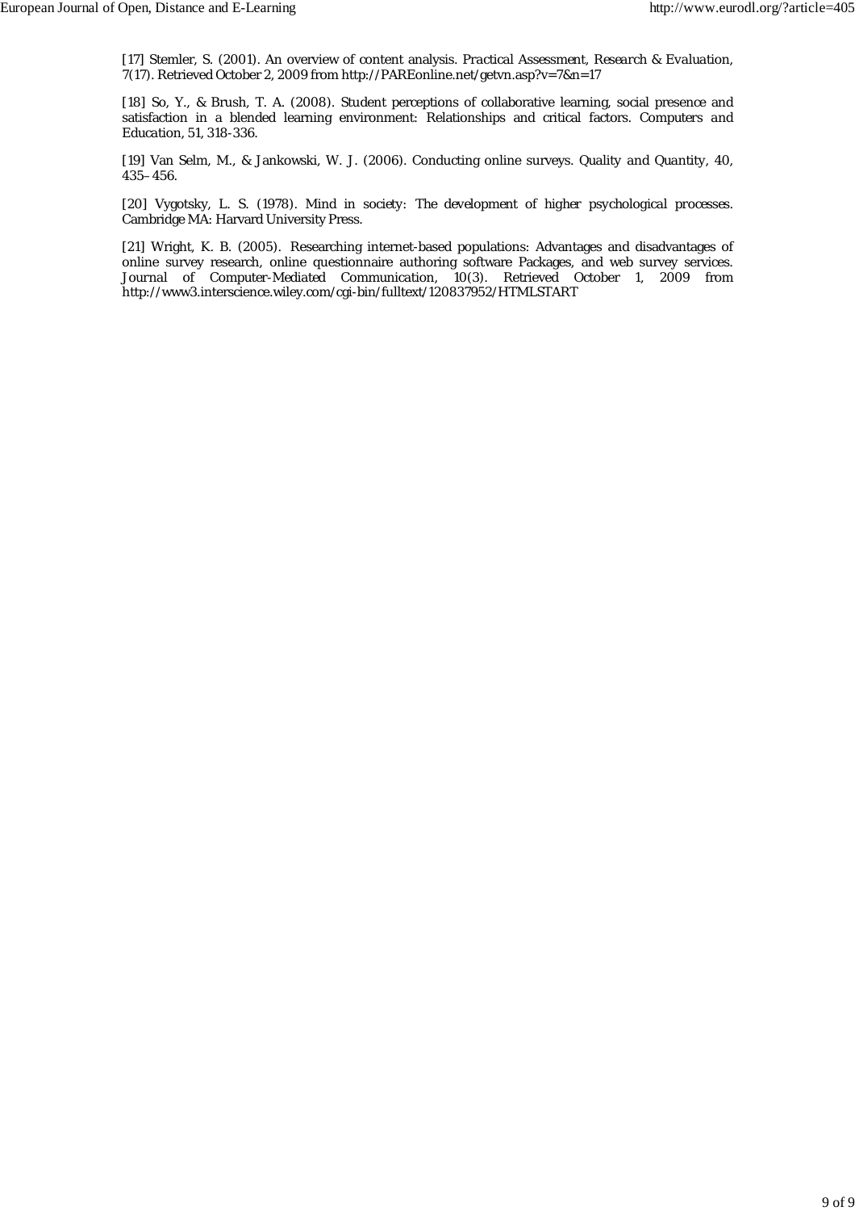[17] Stemler, S. (2001). An overview of content analysis. *Practical Assessment, Research & Evaluation*, 7(17). Retrieved October 2, 2009 from http://PAREonline.net/getvn.asp?v=7&n=17

[18] So, Y., & Brush, T. A. (2008). Student perceptions of collaborative learning, social presence and satisfaction in a blended learning environment: Relationships and critical factors. *Computers and Education*, 51, 318-336.

[19] Van Selm, M., & Jankowski, W. J. (2006). Conducting online surveys. *Quality and Quantity*, 40, 435–456.

[20] Vygotsky, L. S. (1978). *Mind in society: The development of higher psychological processes*. Cambridge MA: Harvard University Press.

[21] Wright, K. B. (2005). Researching internet-based populations: Advantages and disadvantages of online survey research, online questionnaire authoring software Packages, and web survey services. *Journal of Computer-Mediated Communication*, 10(3). Retrieved October 1, 2009 from http://www3.interscience.wiley.com/cgi-bin/fulltext/120837952/HTMLSTART